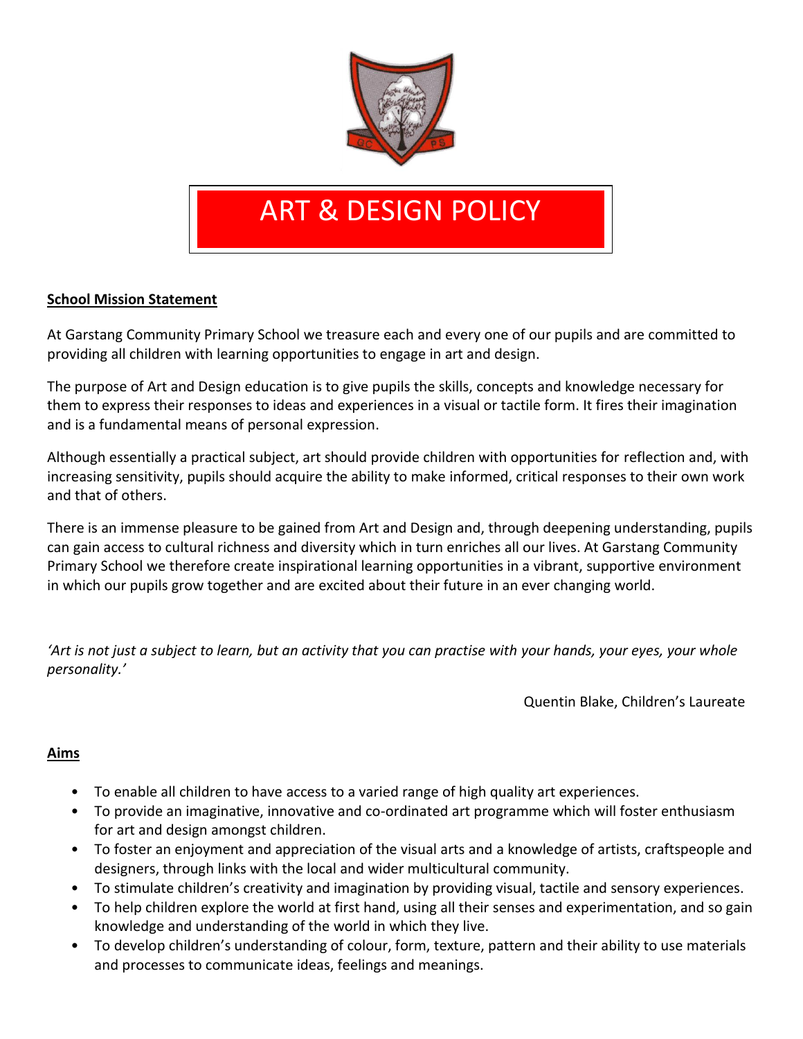# ART & DESIGN POLICY

## School Mission Statement

At Garstang Community Primary School we treasure each and every one of our pupils and are committed to providing all children with learning opportunities to engage in art and design.

The purpose of Art and Design education is to give pupils the skills, concepts and knowledge necessary for them to express their responses to ideas and experiences in a visual or tactile form. It fires their imagination and is a fundamental means of personal expression.

Although essentially a practical subject, art should provide children with opportunities for reflection and, with increasing sensitivity, pupils should acquire the ability to make informed, critical responses to their own work and that of others.

There is an immense pleasure to be gained from Art and Design and, through deepening understanding, pupils can gain access to cultural richness and diversity which in turn enriches all our lives. At Garstang Community Primary School we therefore create inspirational learning opportunities in a vibrant, supportive environment in which our pupils grow together and are excited about their future in an ever changing world.

*'Art is not just a subject to learn, but an activity that you can practise with your hands, your eyes, your whole personality.'*

Quentin Blake, Children's Laureate

## Aims

- To enable all children to have access to a varied range of high quality art experiences.
- To provide an imaginative, innovative and co-ordinated art programme which will foster enthusiasm for art and design amongst children.
- To foster an enjoyment and appreciation of the visual arts and a knowledge of artists, craftspeople and designers, through links with the local and wider multicultural community.
- To stimulate children's creativity and imagination by providing visual, tactile and sensory experiences.
- To help children explore the world at first hand, using all their senses and experimentation, and so gain knowledge and understanding of the world in which they live.
- To develop children's understanding of colour, form, texture, pattern and their ability to use materials and processes to communicate ideas, feelings and meanings.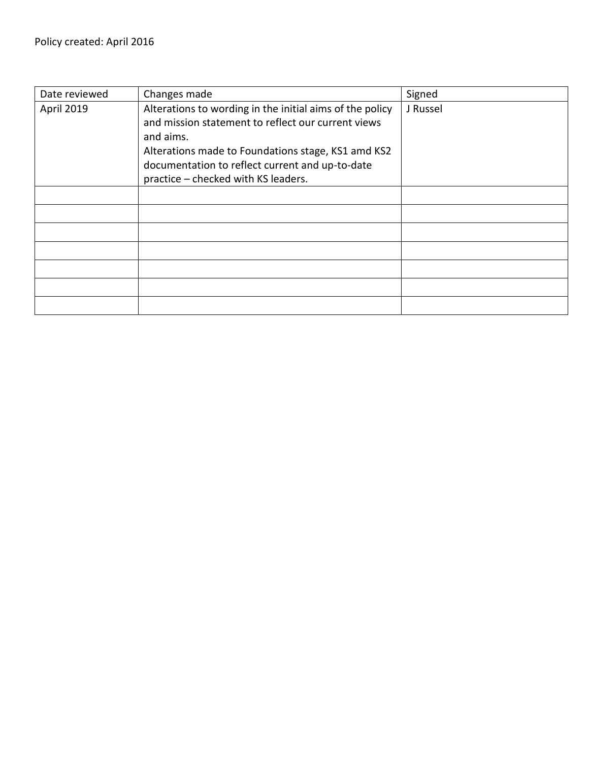Policy created: April 2016

| Date reviewed | Changes made | Signed |
|---|---|---|
| April 2019 | Alterations to wording in the initial aims of the policy and mission statement to reflect our current views and aims.<br>Alterations made to Foundations stage, KS1 amd KS2 documentation to reflect current and up-to-date practice – checked with KS leaders. | J Russel |
| | | |
| | | |
| | | |
| | | |
| | | |
| | | |
| | | |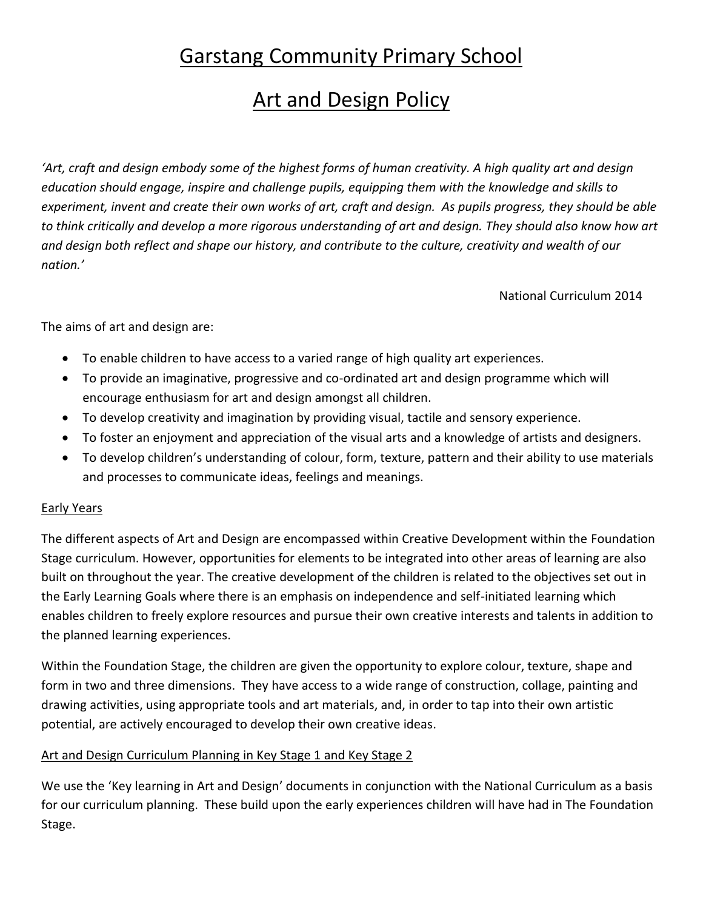# Garstang Community Primary School

# Art and Design Policy

*'Art, craft and design embody some of the highest forms of human creativity. A high quality art and design education should engage, inspire and challenge pupils, equipping them with the knowledge and skills to experiment, invent and create their own works of art, craft and design. As pupils progress, they should be able to think critically and develop a more rigorous understanding of art and design. They should also know how art and design both reflect and shape our history, and contribute to the culture, creativity and wealth of our nation.'*

National Curriculum 2014

The aims of art and design are:

- To enable children to have access to a varied range of high quality art experiences.
- To provide an imaginative, progressive and co-ordinated art and design programme which will encourage enthusiasm for art and design amongst all children.
- To develop creativity and imagination by providing visual, tactile and sensory experience.
- To foster an enjoyment and appreciation of the visual arts and a knowledge of artists and designers.
- To develop children's understanding of colour, form, texture, pattern and their ability to use materials and processes to communicate ideas, feelings and meanings.

## Early Years

The different aspects of Art and Design are encompassed within Creative Development within the Foundation Stage curriculum. However, opportunities for elements to be integrated into other areas of learning are also built on throughout the year. The creative development of the children is related to the objectives set out in the Early Learning Goals where there is an emphasis on independence and self-initiated learning which enables children to freely explore resources and pursue their own creative interests and talents in addition to the planned learning experiences.

Within the Foundation Stage, the children are given the opportunity to explore colour, texture, shape and form in two and three dimensions. They have access to a wide range of construction, collage, painting and drawing activities, using appropriate tools and art materials, and, in order to tap into their own artistic potential, are actively encouraged to develop their own creative ideas.

## Art and Design Curriculum Planning in Key Stage 1 and Key Stage 2

We use the 'Key learning in Art and Design' documents in conjunction with the National Curriculum as a basis for our curriculum planning. These build upon the early experiences children will have had in The Foundation Stage.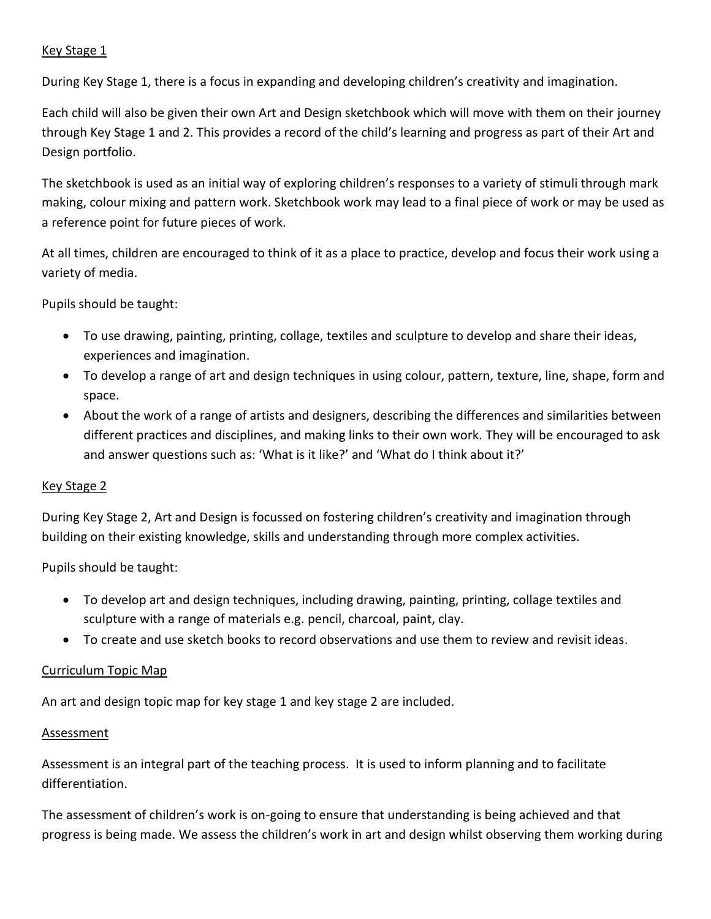## Key Stage 1

During Key Stage 1, there is a focus in expanding and developing children's creativity and imagination.

Each child will also be given their own Art and Design sketchbook which will move with them on their journey through Key Stage 1 and 2. This provides a record of the child's learning and progress as part of their Art and Design portfolio.

The sketchbook is used as an initial way of exploring children's responses to a variety of stimuli through mark making, colour mixing and pattern work. Sketchbook work may lead to a final piece of work or may be used as a reference point for future pieces of work.

At all times, children are encouraged to think of it as a place to practice, develop and focus their work using a variety of media.

Pupils should be taught:

- To use drawing, painting, printing, collage, textiles and sculpture to develop and share their ideas, experiences and imagination.
- To develop a range of art and design techniques in using colour, pattern, texture, line, shape, form and space.
- About the work of a range of artists and designers, describing the differences and similarities between different practices and disciplines, and making links to their own work. They will be encouraged to ask and answer questions such as: 'What is it like?' and 'What do I think about it?'

## Key Stage 2

During Key Stage 2, Art and Design is focussed on fostering children's creativity and imagination through building on their existing knowledge, skills and understanding through more complex activities.

Pupils should be taught:

- To develop art and design techniques, including drawing, painting, printing, collage textiles and sculpture with a range of materials e.g. pencil, charcoal, paint, clay.
- To create and use sketch books to record observations and use them to review and revisit ideas.

## Curriculum Topic Map

An art and design topic map for key stage 1 and key stage 2 are included.

## Assessment

Assessment is an integral part of the teaching process. It is used to inform planning and to facilitate differentiation.

The assessment of children's work is on-going to ensure that understanding is being achieved and that progress is being made. We assess the children's work in art and design whilst observing them working during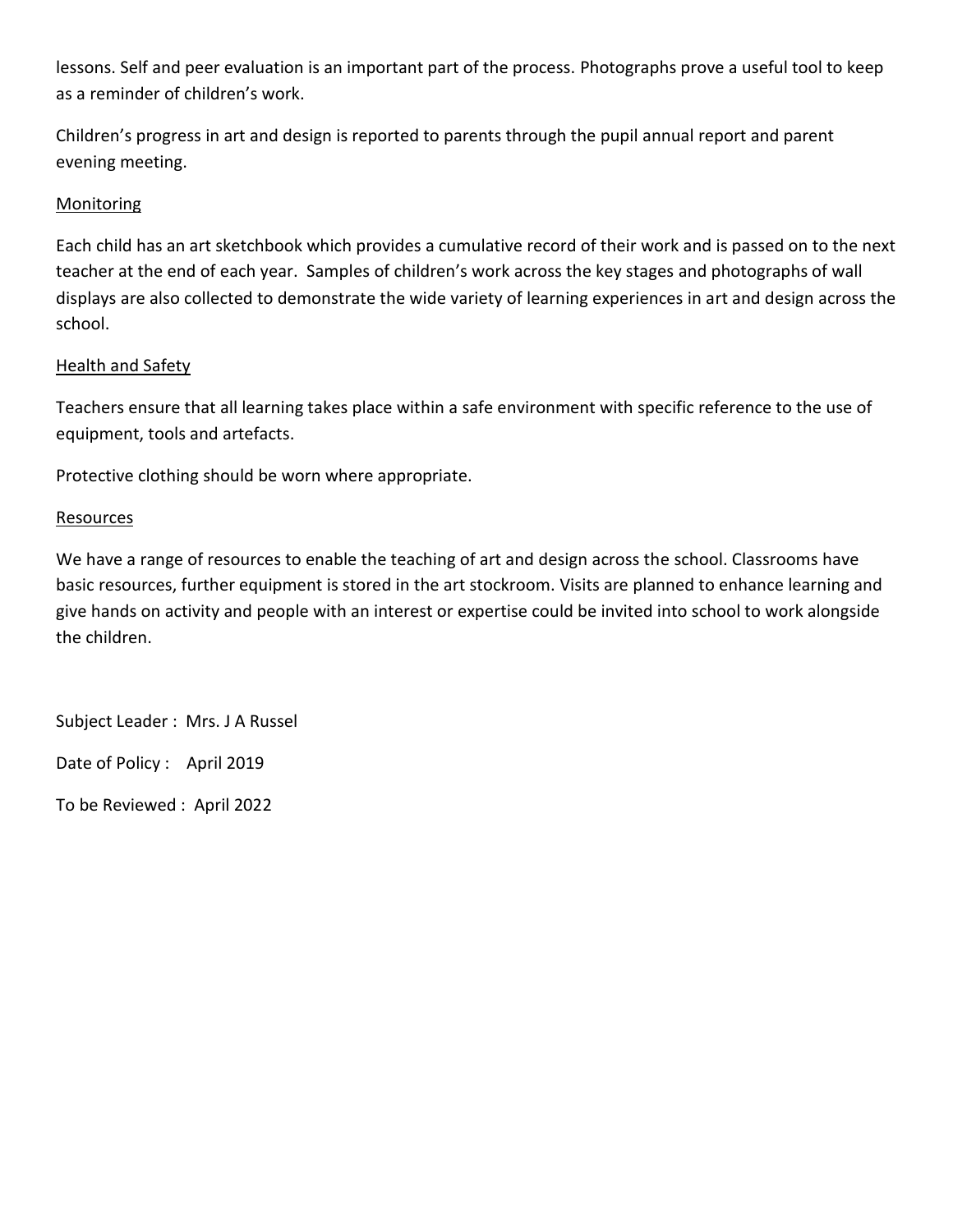lessons. Self and peer evaluation is an important part of the process. Photographs prove a useful tool to keep as a reminder of children's work.

Children's progress in art and design is reported to parents through the pupil annual report and parent evening meeting.

## Monitoring

Each child has an art sketchbook which provides a cumulative record of their work and is passed on to the next teacher at the end of each year. Samples of children's work across the key stages and photographs of wall displays are also collected to demonstrate the wide variety of learning experiences in art and design across the school.

## Health and Safety

Teachers ensure that all learning takes place within a safe environment with specific reference to the use of equipment, tools and artefacts.

Protective clothing should be worn where appropriate.

## Resources

We have a range of resources to enable the teaching of art and design across the school. Classrooms have basic resources, further equipment is stored in the art stockroom. Visits are planned to enhance learning and give hands on activity and people with an interest or expertise could be invited into school to work alongside the children.

Subject Leader : Mrs. J A Russel

Date of Policy : April 2019

To be Reviewed : April 2022